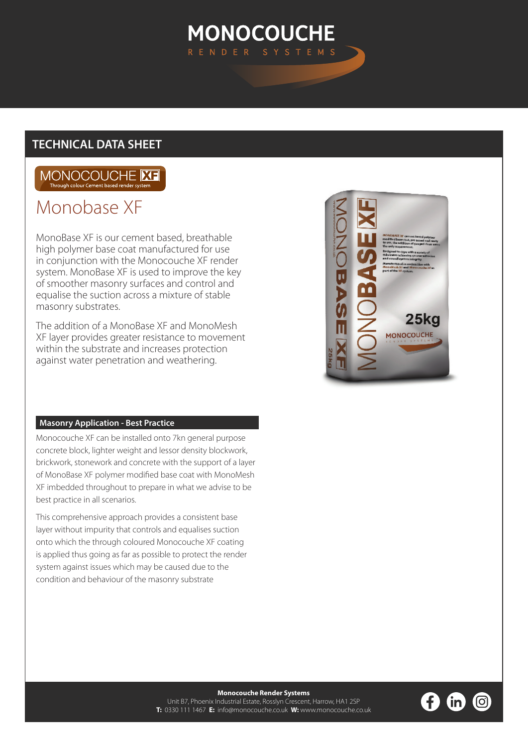# MONOCOUCHE

RENDER SYSTEMS

## TECHNICAL DATA SHEET

MONOCOUCHE XF
Through colour Cement based render system

# Monobase XF

MonoBase XF is our cement based, breathable high polymer base coat manufactured for use in conjunction with the Monocouche XF render system. MonoBase XF is used to improve the key of smoother masonry surfaces and control and equalise the suction across a mixture of stable masonry substrates.

The addition of a MonoBase XF and MonoMesh XF layer provides greater resistance to movement within the substrate and increases protection against water penetration and weathering.

### Masonry Application - Best Practice

Monocouche XF can be installed onto 7kn general purpose concrete block, lighter weight and lessor density blockwork, brickwork, stonework and concrete with the support of a layer of MonoBase XF polymer modified base coat with MonoMesh XF imbedded throughout to prepare in what we advise to be best practice in all scenarios.

This comprehensive approach provides a consistent base layer without impurity that controls and equalises suction onto which the through coloured Monocouche XF coating is applied thus going as far as possible to protect the render system against issues which may be caused due to the condition and behaviour of the masonry substrate

**Monocouche Render Systems**
Unit B7, Phoenix Industrial Estate, Rosslyn Crescent, Harrow, HA1 2SP
**T:** 0330 111 1467 **E:** info@monocouche.co.uk **W:** www.monocouche.co.uk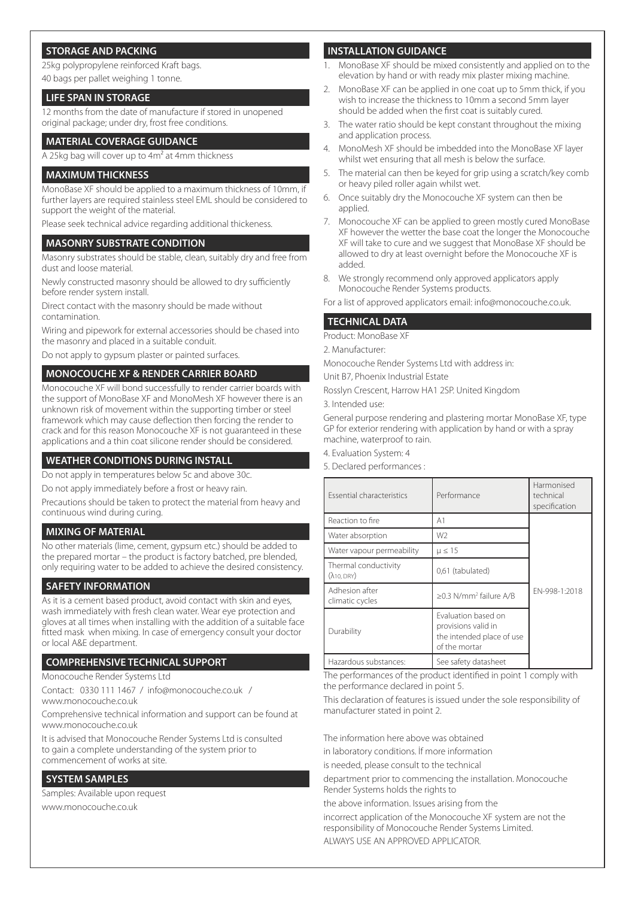## STORAGE AND PACKING

25kg polypropylene reinforced Kraft bags.

40 bags per pallet weighing 1 tonne.

## LIFE SPAN IN STORAGE

12 months from the date of manufacture if stored in unopened original package; under dry, frost free conditions.

## MATERIAL COVERAGE GUIDANCE

A 25kg bag will cover up to 4m² at 4mm thickness

## MAXIMUM THICKNESS

MonoBase XF should be applied to a maximum thickness of 10mm, if further layers are required stainless steel EML should be considered to support the weight of the material.

Please seek technical advice regarding additional thickeness.

## MASONRY SUBSTRATE CONDITION

Masonry substrates should be stable, clean, suitably dry and free from dust and loose material.

Newly constructed masonry should be allowed to dry sufficiently before render system install.

Direct contact with the masonry should be made without contamination.

Wiring and pipework for external accessories should be chased into the masonry and placed in a suitable conduit.

Do not apply to gypsum plaster or painted surfaces.

## MONOCOUCHE XF & RENDER CARRIER BOARD

Monocouche XF will bond successfully to render carrier boards with the support of MonoBase XF and MonoMesh XF however there is an unknown risk of movement within the supporting timber or steel framework which may cause deflection then forcing the render to crack and for this reason Monocouche XF is not guaranteed in these applications and a thin coat silicone render should be considered.

## WEATHER CONDITIONS DURING INSTALL

Do not apply in temperatures below 5c and above 30c.

Do not apply immediately before a frost or heavy rain.

Precautions should be taken to protect the material from heavy and continuous wind during curing.

## MIXING OF MATERIAL

No other materials (lime, cement, gypsum etc.) should be added to the prepared mortar – the product is factory batched, pre blended, only requiring water to be added to achieve the desired consistency.

## SAFETY INFORMATION

As it is a cement based product, avoid contact with skin and eyes, wash immediately with fresh clean water. Wear eye protection and gloves at all times when installing with the addition of a suitable face fitted mask when mixing. In case of emergency consult your doctor or local A&E department.

## COMPREHENSIVE TECHNICAL SUPPORT

Monocouche Render Systems Ltd

Contact: 0330 111 1467 / info@monocouche.co.uk / www.monocouche.co.uk

Comprehensive technical information and support can be found at www.monocouche.co.uk

It is advised that Monocouche Render Systems Ltd is consulted to gain a complete understanding of the system prior to commencement of works at site.

## SYSTEM SAMPLES

Samples: Available upon request

www.monocouche.co.uk

## INSTALLATION GUIDANCE

1. MonoBase XF should be mixed consistently and applied on to the elevation by hand or with ready mix plaster mixing machine.
2. MonoBase XF can be applied in one coat up to 5mm thick, if you wish to increase the thickness to 10mm a second 5mm layer should be added when the first coat is suitably cured.
3. The water ratio should be kept constant throughout the mixing and application process.
4. MonoMesh XF should be imbedded into the MonoBase XF layer whilst wet ensuring that all mesh is below the surface.
5. The material can then be keyed for grip using a scratch/key comb or heavy piled roller again whilst wet.
6. Once suitably dry the Monocouche XF system can then be applied.
7. Monocouche XF can be applied to green mostly cured MonoBase XF however the wetter the base coat the longer the Monocouche XF will take to cure and we suggest that MonoBase XF should be allowed to dry at least overnight before the Monocouche XF is added.
8. We strongly recommend only approved applicators apply Monocouche Render Systems products.

For a list of approved applicators email: info@monocouche.co.uk.

## TECHNICAL DATA

Product: MonoBase XF

2. Manufacturer:

Monocouche Render Systems Ltd with address in:

Unit B7, Phoenix Industrial Estate

Rosslyn Crescent, Harrow HA1 2SP. United Kingdom

3. Intended use:

General purpose rendering and plastering mortar MonoBase XF, type GP for exterior rendering with application by hand or with a spray machine, waterproof to rain.

4. Evaluation System: 4

5. Declared performances :

| Essential characteristics | Performance | Harmonised technical specification |
|---|---|---|
| Reaction to fire | A1 | EN-998-1:2018 |
| Water absorption | W2 | |
| Water vapour permeability | $\mu \leq 15$ | |
| Thermal conductivity ($\lambda_{10, DRY}$) | 0,61 (tabulated) | |
| Adhesion after climatic cycles | ≥0.3 N/mm² failure A/B | |
| Durability | Evaluation based on provisions valid in the intended place of use of the mortar | |
| Hazardous substances: | See safety datasheet | |

The performances of the product identified in point 1 comply with the performance declared in point 5.

This declaration of features is issued under the sole responsibility of manufacturer stated in point 2.

The information here above was obtained in laboratory conditions. If more information is needed, please consult to the technical department prior to commencing the installation. Monocouche Render Systems holds the rights to the above information. Issues arising from the incorrect application of the Monocouche XF system are not the responsibility of Monocouche Render Systems Limited.

ALWAYS USE AN APPROVED APPLICATOR.